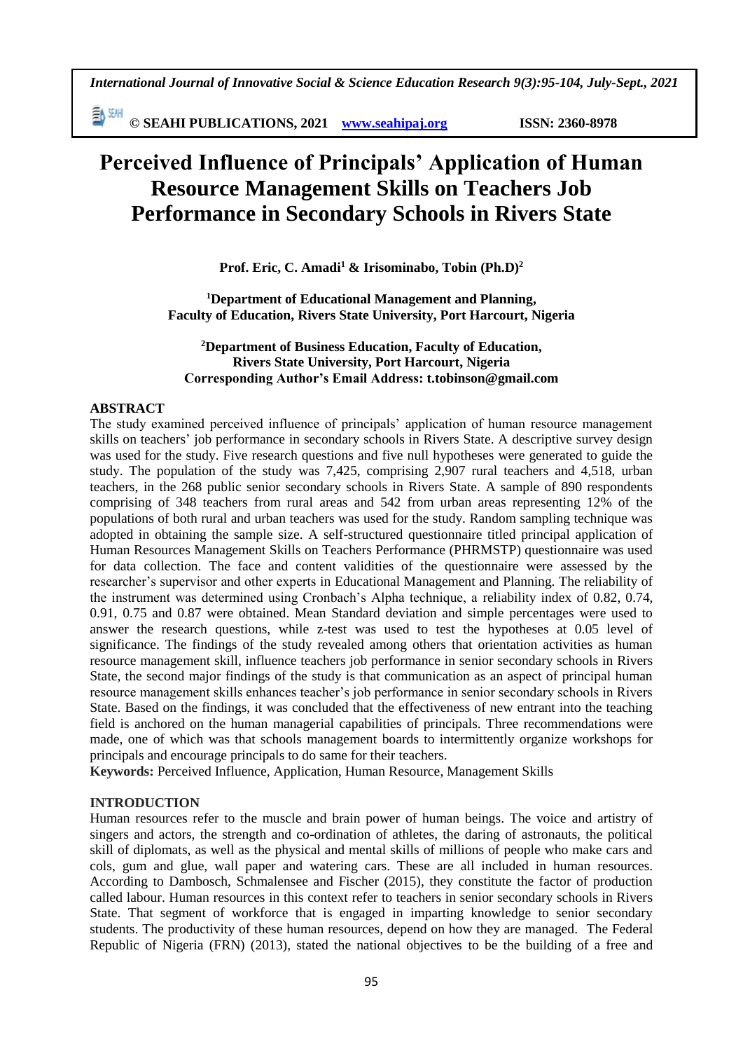# Perceived Influence of Principals' Application of Human Resource Management Skills on Teachers Job Performance in Secondary Schools in Rivers State

**Prof. Eric, C. Amadi[1] & Irisominabo, Tobin (Ph.D)[2]**

**[1]Department of Educational Management and Planning, Faculty of Education, Rivers State University, Port Harcourt, Nigeria**

**[2]Department of Business Education, Faculty of Education, Rivers State University, Port Harcourt, Nigeria**
**Corresponding Author's Email Address: t.tobinson@gmail.com**

## ABSTRACT

The study examined perceived influence of principals' application of human resource management skills on teachers' job performance in secondary schools in Rivers State. A descriptive survey design was used for the study. Five research questions and five null hypotheses were generated to guide the study. The population of the study was 7,425, comprising 2,907 rural teachers and 4,518, urban teachers, in the 268 public senior secondary schools in Rivers State. A sample of 890 respondents comprising of 348 teachers from rural areas and 542 from urban areas representing 12% of the populations of both rural and urban teachers was used for the study. Random sampling technique was adopted in obtaining the sample size. A self-structured questionnaire titled principal application of Human Resources Management Skills on Teachers Performance (PHRMSTP) questionnaire was used for data collection. The face and content validities of the questionnaire were assessed by the researcher's supervisor and other experts in Educational Management and Planning. The reliability of the instrument was determined using Cronbach's Alpha technique, a reliability index of 0.82, 0.74, 0.91, 0.75 and 0.87 were obtained. Mean Standard deviation and simple percentages were used to answer the research questions, while z-test was used to test the hypotheses at 0.05 level of significance. The findings of the study revealed among others that orientation activities as human resource management skill, influence teachers job performance in senior secondary schools in Rivers State, the second major findings of the study is that communication as an aspect of principal human resource management skills enhances teacher's job performance in senior secondary schools in Rivers State. Based on the findings, it was concluded that the effectiveness of new entrant into the teaching field is anchored on the human managerial capabilities of principals. Three recommendations were made, one of which was that schools management boards to intermittently organize workshops for principals and encourage principals to do same for their teachers.

**Keywords:** Perceived Influence, Application, Human Resource, Management Skills

## INTRODUCTION

Human resources refer to the muscle and brain power of human beings. The voice and artistry of singers and actors, the strength and co-ordination of athletes, the daring of astronauts, the political skill of diplomats, as well as the physical and mental skills of millions of people who make cars and cols, gum and glue, wall paper and watering cars. These are all included in human resources. According to Dambosch, Schmalensee and Fischer (2015), they constitute the factor of production called labour. Human resources in this context refer to teachers in senior secondary schools in Rivers State. That segment of workforce that is engaged in imparting knowledge to senior secondary students. The productivity of these human resources, depend on how they are managed. The Federal Republic of Nigeria (FRN) (2013), stated the national objectives to be the building of a free and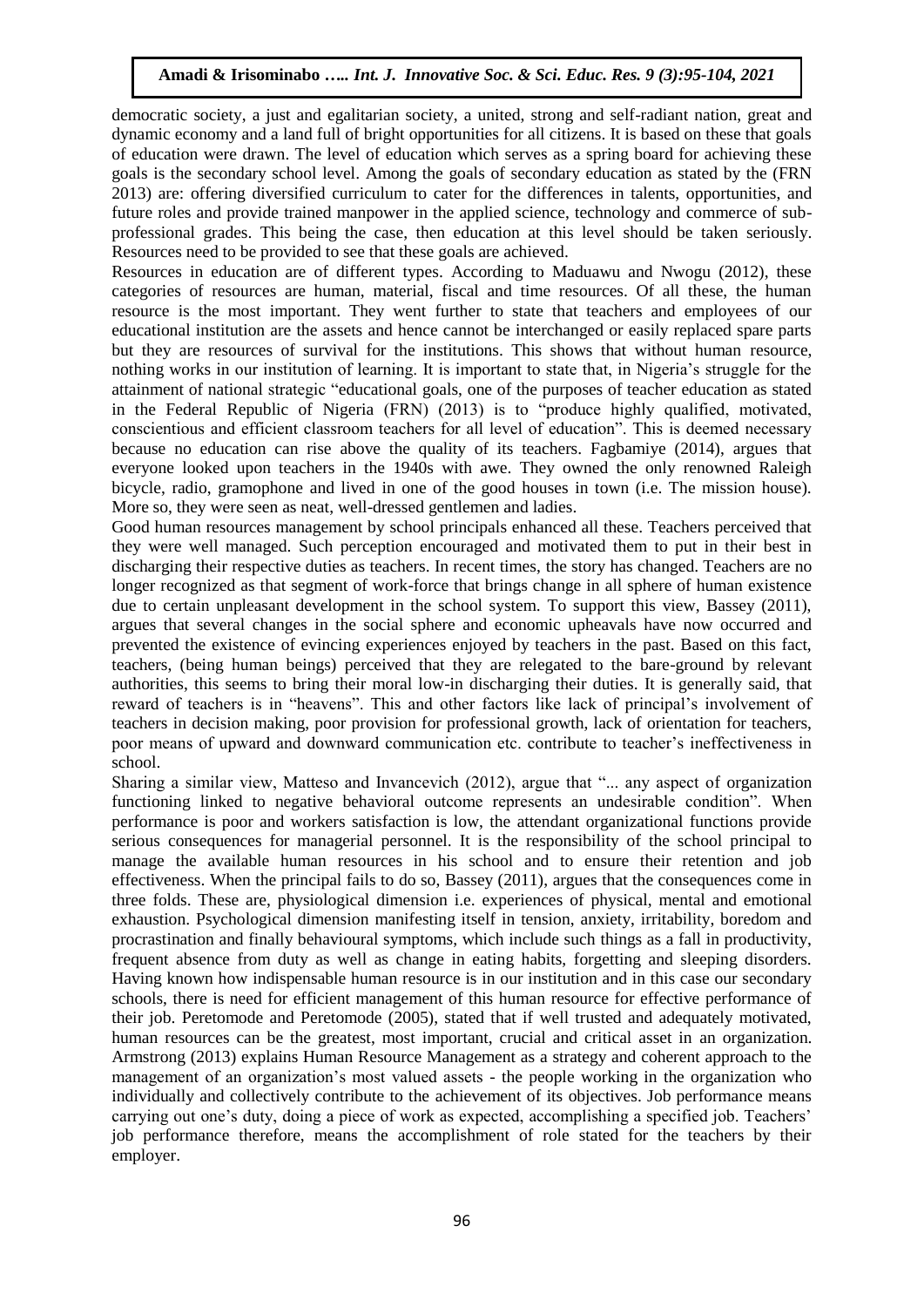democratic society, a just and egalitarian society, a united, strong and self-radiant nation, great and dynamic economy and a land full of bright opportunities for all citizens. It is based on these that goals of education were drawn. The level of education which serves as a spring board for achieving these goals is the secondary school level. Among the goals of secondary education as stated by the (FRN 2013) are: offering diversified curriculum to cater for the differences in talents, opportunities, and future roles and provide trained manpower in the applied science, technology and commerce of sub-professional grades. This being the case, then education at this level should be taken seriously. Resources need to be provided to see that these goals are achieved.

Resources in education are of different types. According to Maduawu and Nwogu (2012), these categories of resources are human, material, fiscal and time resources. Of all these, the human resource is the most important. They went further to state that teachers and employees of our educational institution are the assets and hence cannot be interchanged or easily replaced spare parts but they are resources of survival for the institutions. This shows that without human resource, nothing works in our institution of learning. It is important to state that, in Nigeria's struggle for the attainment of national strategic "educational goals, one of the purposes of teacher education as stated in the Federal Republic of Nigeria (FRN) (2013) is to "produce highly qualified, motivated, conscientious and efficient classroom teachers for all level of education". This is deemed necessary because no education can rise above the quality of its teachers. Fagbamiye (2014), argues that everyone looked upon teachers in the 1940s with awe. They owned the only renowned Raleigh bicycle, radio, gramophone and lived in one of the good houses in town (i.e. The mission house). More so, they were seen as neat, well-dressed gentlemen and ladies.

Good human resources management by school principals enhanced all these. Teachers perceived that they were well managed. Such perception encouraged and motivated them to put in their best in discharging their respective duties as teachers. In recent times, the story has changed. Teachers are no longer recognized as that segment of work-force that brings change in all sphere of human existence due to certain unpleasant development in the school system. To support this view, Bassey (2011), argues that several changes in the social sphere and economic upheavals have now occurred and prevented the existence of evincing experiences enjoyed by teachers in the past. Based on this fact, teachers, (being human beings) perceived that they are relegated to the bare-ground by relevant authorities, this seems to bring their moral low-in discharging their duties. It is generally said, that reward of teachers is in "heavens". This and other factors like lack of principal's involvement of teachers in decision making, poor provision for professional growth, lack of orientation for teachers, poor means of upward and downward communication etc. contribute to teacher's ineffectiveness in school.

Sharing a similar view, Matteso and Invancevich (2012), argue that "... any aspect of organization functioning linked to negative behavioral outcome represents an undesirable condition". When performance is poor and workers satisfaction is low, the attendant organizational functions provide serious consequences for managerial personnel. It is the responsibility of the school principal to manage the available human resources in his school and to ensure their retention and job effectiveness. When the principal fails to do so, Bassey (2011), argues that the consequences come in three folds. These are, physiological dimension i.e. experiences of physical, mental and emotional exhaustion. Psychological dimension manifesting itself in tension, anxiety, irritability, boredom and procrastination and finally behavioural symptoms, which include such things as a fall in productivity, frequent absence from duty as well as change in eating habits, forgetting and sleeping disorders. Having known how indispensable human resource is in our institution and in this case our secondary schools, there is need for efficient management of this human resource for effective performance of their job. Peretomode and Peretomode (2005), stated that if well trusted and adequately motivated, human resources can be the greatest, most important, crucial and critical asset in an organization. Armstrong (2013) explains Human Resource Management as a strategy and coherent approach to the management of an organization's most valued assets - the people working in the organization who individually and collectively contribute to the achievement of its objectives. Job performance means carrying out one's duty, doing a piece of work as expected, accomplishing a specified job. Teachers' job performance therefore, means the accomplishment of role stated for the teachers by their employer.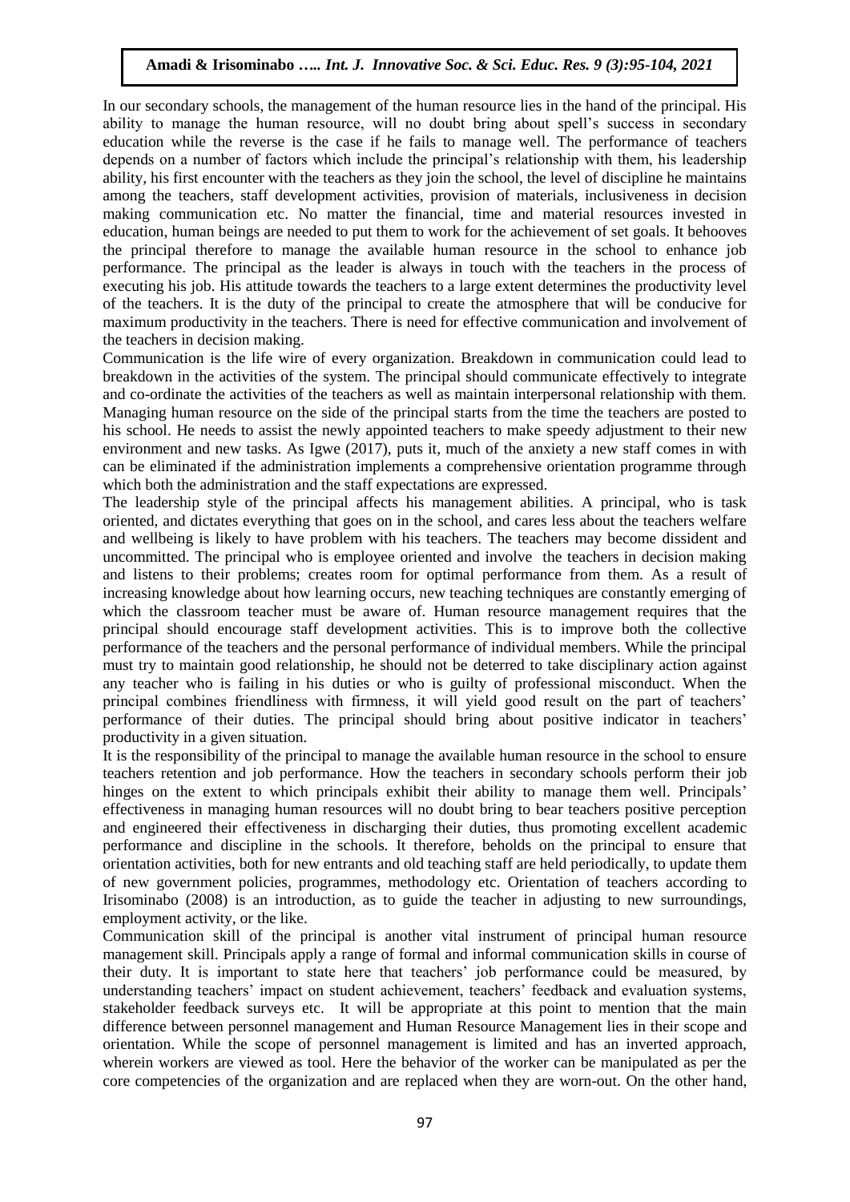In our secondary schools, the management of the human resource lies in the hand of the principal. His ability to manage the human resource, will no doubt bring about spell's success in secondary education while the reverse is the case if he fails to manage well. The performance of teachers depends on a number of factors which include the principal's relationship with them, his leadership ability, his first encounter with the teachers as they join the school, the level of discipline he maintains among the teachers, staff development activities, provision of materials, inclusiveness in decision making communication etc. No matter the financial, time and material resources invested in education, human beings are needed to put them to work for the achievement of set goals. It behooves the principal therefore to manage the available human resource in the school to enhance job performance. The principal as the leader is always in touch with the teachers in the process of executing his job. His attitude towards the teachers to a large extent determines the productivity level of the teachers. It is the duty of the principal to create the atmosphere that will be conducive for maximum productivity in the teachers. There is need for effective communication and involvement of the teachers in decision making.

Communication is the life wire of every organization. Breakdown in communication could lead to breakdown in the activities of the system. The principal should communicate effectively to integrate and co-ordinate the activities of the teachers as well as maintain interpersonal relationship with them. Managing human resource on the side of the principal starts from the time the teachers are posted to his school. He needs to assist the newly appointed teachers to make speedy adjustment to their new environment and new tasks. As Igwe (2017), puts it, much of the anxiety a new staff comes in with can be eliminated if the administration implements a comprehensive orientation programme through which both the administration and the staff expectations are expressed.

The leadership style of the principal affects his management abilities. A principal, who is task oriented, and dictates everything that goes on in the school, and cares less about the teachers welfare and wellbeing is likely to have problem with his teachers. The teachers may become dissident and uncommitted. The principal who is employee oriented and involve the teachers in decision making and listens to their problems; creates room for optimal performance from them. As a result of increasing knowledge about how learning occurs, new teaching techniques are constantly emerging of which the classroom teacher must be aware of. Human resource management requires that the principal should encourage staff development activities. This is to improve both the collective performance of the teachers and the personal performance of individual members. While the principal must try to maintain good relationship, he should not be deterred to take disciplinary action against any teacher who is failing in his duties or who is guilty of professional misconduct. When the principal combines friendliness with firmness, it will yield good result on the part of teachers' performance of their duties. The principal should bring about positive indicator in teachers' productivity in a given situation.

It is the responsibility of the principal to manage the available human resource in the school to ensure teachers retention and job performance. How the teachers in secondary schools perform their job hinges on the extent to which principals exhibit their ability to manage them well. Principals' effectiveness in managing human resources will no doubt bring to bear teachers positive perception and engineered their effectiveness in discharging their duties, thus promoting excellent academic performance and discipline in the schools. It therefore, beholds on the principal to ensure that orientation activities, both for new entrants and old teaching staff are held periodically, to update them of new government policies, programmes, methodology etc. Orientation of teachers according to Irisominabo (2008) is an introduction, as to guide the teacher in adjusting to new surroundings, employment activity, or the like.

Communication skill of the principal is another vital instrument of principal human resource management skill. Principals apply a range of formal and informal communication skills in course of their duty. It is important to state here that teachers' job performance could be measured, by understanding teachers' impact on student achievement, teachers' feedback and evaluation systems, stakeholder feedback surveys etc. It will be appropriate at this point to mention that the main difference between personnel management and Human Resource Management lies in their scope and orientation. While the scope of personnel management is limited and has an inverted approach, wherein workers are viewed as tool. Here the behavior of the worker can be manipulated as per the core competencies of the organization and are replaced when they are worn-out. On the other hand,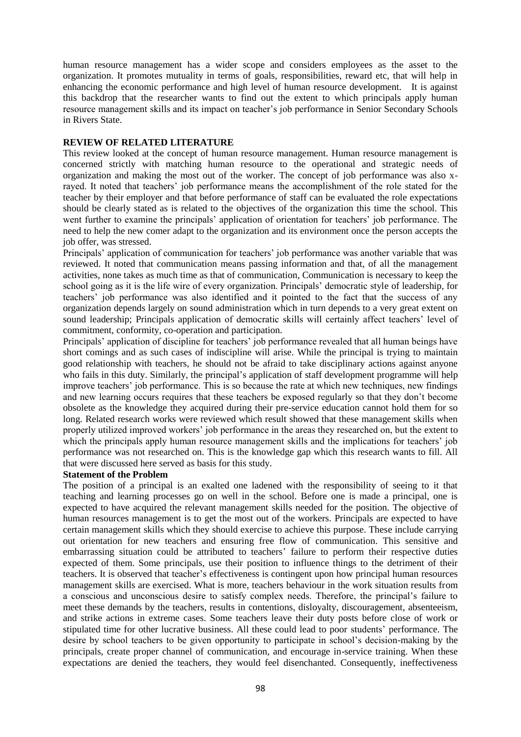human resource management has a wider scope and considers employees as the asset to the organization. It promotes mutuality in terms of goals, responsibilities, reward etc, that will help in enhancing the economic performance and high level of human resource development. It is against this backdrop that the researcher wants to find out the extent to which principals apply human resource management skills and its impact on teacher's job performance in Senior Secondary Schools in Rivers State.

## REVIEW OF RELATED LITERATURE

This review looked at the concept of human resource management. Human resource management is concerned strictly with matching human resource to the operational and strategic needs of organization and making the most out of the worker. The concept of job performance was also x-rayed. It noted that teachers' job performance means the accomplishment of the role stated for the teacher by their employer and that before performance of staff can be evaluated the role expectations should be clearly stated as is related to the objectives of the organization this time the school. This went further to examine the principals' application of orientation for teachers' job performance. The need to help the new comer adapt to the organization and its environment once the person accepts the job offer, was stressed.

Principals' application of communication for teachers' job performance was another variable that was reviewed. It noted that communication means passing information and that, of all the management activities, none takes as much time as that of communication, Communication is necessary to keep the school going as it is the life wire of every organization. Principals' democratic style of leadership, for teachers' job performance was also identified and it pointed to the fact that the success of any organization depends largely on sound administration which in turn depends to a very great extent on sound leadership; Principals application of democratic skills will certainly affect teachers' level of commitment, conformity, co-operation and participation.

Principals' application of discipline for teachers' job performance revealed that all human beings have short comings and as such cases of indiscipline will arise. While the principal is trying to maintain good relationship with teachers, he should not be afraid to take disciplinary actions against anyone who fails in this duty. Similarly, the principal's application of staff development programme will help improve teachers' job performance. This is so because the rate at which new techniques, new findings and new learning occurs requires that these teachers be exposed regularly so that they don't become obsolete as the knowledge they acquired during their pre-service education cannot hold them for so long. Related research works were reviewed which result showed that these management skills when properly utilized improved workers' job performance in the areas they researched on, but the extent to which the principals apply human resource management skills and the implications for teachers' job performance was not researched on. This is the knowledge gap which this research wants to fill. All that were discussed here served as basis for this study.

### Statement of the Problem

The position of a principal is an exalted one ladened with the responsibility of seeing to it that teaching and learning processes go on well in the school. Before one is made a principal, one is expected to have acquired the relevant management skills needed for the position. The objective of human resources management is to get the most out of the workers. Principals are expected to have certain management skills which they should exercise to achieve this purpose. These include carrying out orientation for new teachers and ensuring free flow of communication. This sensitive and embarrassing situation could be attributed to teachers' failure to perform their respective duties expected of them. Some principals, use their position to influence things to the detriment of their teachers. It is observed that teacher's effectiveness is contingent upon how principal human resources management skills are exercised. What is more, teachers behaviour in the work situation results from a conscious and unconscious desire to satisfy complex needs. Therefore, the principal's failure to meet these demands by the teachers, results in contentions, disloyalty, discouragement, absenteeism, and strike actions in extreme cases. Some teachers leave their duty posts before close of work or stipulated time for other lucrative business. All these could lead to poor students' performance. The desire by school teachers to be given opportunity to participate in school's decision-making by the principals, create proper channel of communication, and encourage in-service training. When these expectations are denied the teachers, they would feel disenchanted. Consequently, ineffectiveness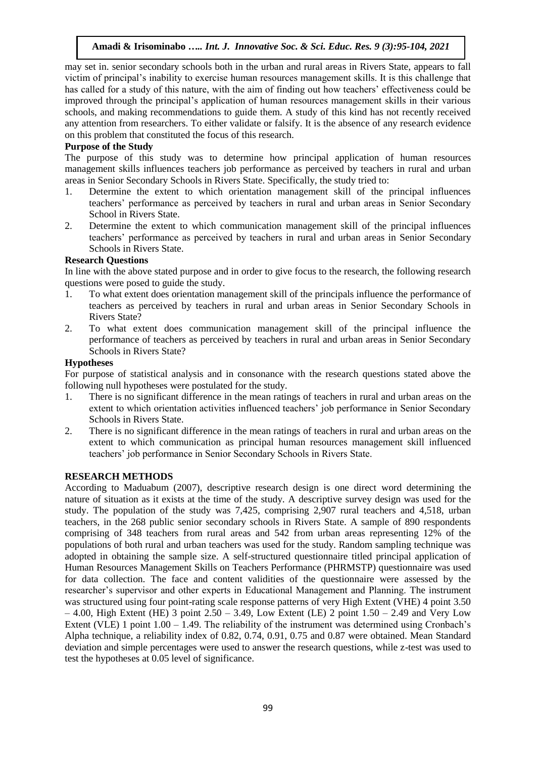may set in. senior secondary schools both in the urban and rural areas in Rivers State, appears to fall victim of principal's inability to exercise human resources management skills. It is this challenge that has called for a study of this nature, with the aim of finding out how teachers' effectiveness could be improved through the principal's application of human resources management skills in their various schools, and making recommendations to guide them. A study of this kind has not recently received any attention from researchers. To either validate or falsify. It is the absence of any research evidence on this problem that constituted the focus of this research.

**Purpose of the Study**

The purpose of this study was to determine how principal application of human resources management skills influences teachers job performance as perceived by teachers in rural and urban areas in Senior Secondary Schools in Rivers State. Specifically, the study tried to:

1. Determine the extent to which orientation management skill of the principal influences teachers' performance as perceived by teachers in rural and urban areas in Senior Secondary School in Rivers State.
2. Determine the extent to which communication management skill of the principal influences teachers' performance as perceived by teachers in rural and urban areas in Senior Secondary Schools in Rivers State.

**Research Questions**

In line with the above stated purpose and in order to give focus to the research, the following research questions were posed to guide the study.

1. To what extent does orientation management skill of the principals influence the performance of teachers as perceived by teachers in rural and urban areas in Senior Secondary Schools in Rivers State?
2. To what extent does communication management skill of the principal influence the performance of teachers as perceived by teachers in rural and urban areas in Senior Secondary Schools in Rivers State?

**Hypotheses**

For purpose of statistical analysis and in consonance with the research questions stated above the following null hypotheses were postulated for the study.

1. There is no significant difference in the mean ratings of teachers in rural and urban areas on the extent to which orientation activities influenced teachers' job performance in Senior Secondary Schools in Rivers State.
2. There is no significant difference in the mean ratings of teachers in rural and urban areas on the extent to which communication as principal human resources management skill influenced teachers' job performance in Senior Secondary Schools in Rivers State.

**RESEARCH METHODS**

According to Maduabum (2007), descriptive research design is one direct word determining the nature of situation as it exists at the time of the study. A descriptive survey design was used for the study. The population of the study was 7,425, comprising 2,907 rural teachers and 4,518, urban teachers, in the 268 public senior secondary schools in Rivers State. A sample of 890 respondents comprising of 348 teachers from rural areas and 542 from urban areas representing 12% of the populations of both rural and urban teachers was used for the study. Random sampling technique was adopted in obtaining the sample size. A self-structured questionnaire titled principal application of Human Resources Management Skills on Teachers Performance (PHRMSTP) questionnaire was used for data collection. The face and content validities of the questionnaire were assessed by the researcher's supervisor and other experts in Educational Management and Planning. The instrument was structured using four point-rating scale response patterns of very High Extent (VHE) 4 point 3.50 – 4.00, High Extent (HE) 3 point 2.50 – 3.49, Low Extent (LE) 2 point 1.50 – 2.49 and Very Low Extent (VLE) 1 point 1.00 – 1.49. The reliability of the instrument was determined using Cronbach's Alpha technique, a reliability index of 0.82, 0.74, 0.91, 0.75 and 0.87 were obtained. Mean Standard deviation and simple percentages were used to answer the research questions, while z-test was used to test the hypotheses at 0.05 level of significance.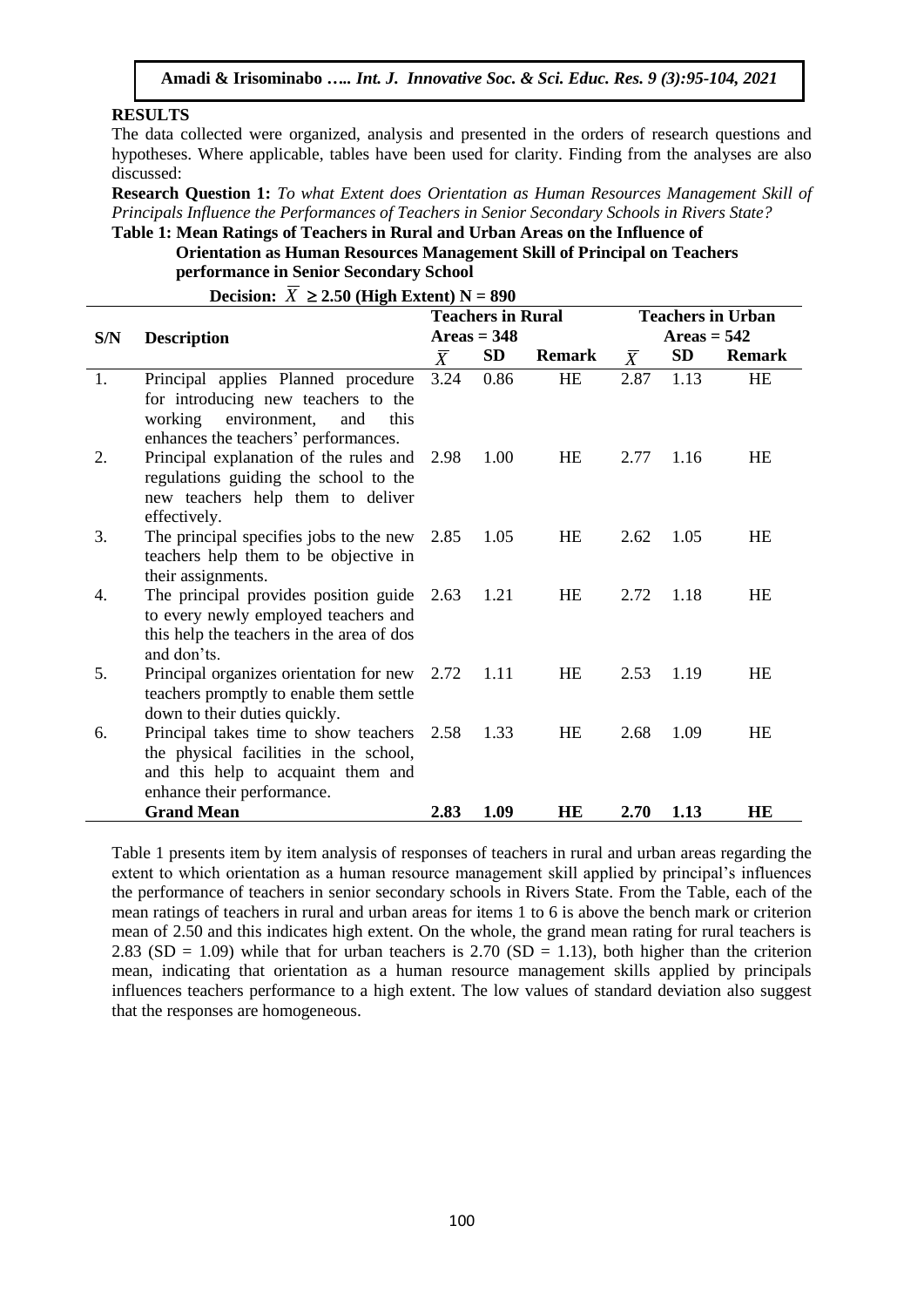## RESULTS

The data collected were organized, analysis and presented in the orders of research questions and hypotheses. Where applicable, tables have been used for clarity. Finding from the analyses are also discussed:

**Research Question 1:** *To what Extent does Orientation as Human Resources Management Skill of Principals Influence the Performances of Teachers in Senior Secondary Schools in Rivers State?*

**Table 1: Mean Ratings of Teachers in Rural and Urban Areas on the Influence of Orientation as Human Resources Management Skill of Principal on Teachers performance in Senior Secondary School**

**Decision: $\bar{X} \geq 2.50$ (High Extent) N = 890**

| S/N | Description | Teachers in Rural Areas = 348 | | | Teachers in Urban Areas = 542 | | |
|---|---|---|---|---|---|---|---|
| | | $\bar{X}$ | SD | Remark | $\bar{X}$ | SD | Remark |
| 1. | Principal applies Planned procedure for introducing new teachers to the working environment, and this enhances the teachers' performances. | 3.24 | 0.86 | HE | 2.87 | 1.13 | HE |
| 2. | Principal explanation of the rules and regulations guiding the school to the new teachers help them to deliver effectively. | 2.98 | 1.00 | HE | 2.77 | 1.16 | HE |
| 3. | The principal specifies jobs to the new teachers help them to be objective in their assignments. | 2.85 | 1.05 | HE | 2.62 | 1.05 | HE |
| 4. | The principal provides position guide to every newly employed teachers and this help the teachers in the area of dos and don'ts. | 2.63 | 1.21 | HE | 2.72 | 1.18 | HE |
| 5. | Principal organizes orientation for new teachers promptly to enable them settle down to their duties quickly. | 2.72 | 1.11 | HE | 2.53 | 1.19 | HE |
| 6. | Principal takes time to show teachers the physical facilities in the school, and this help to acquaint them and enhance their performance. | 2.58 | 1.33 | HE | 2.68 | 1.09 | HE |
| | **Grand Mean** | **2.83** | **1.09** | **HE** | **2.70** | **1.13** | **HE** |

Table 1 presents item by item analysis of responses of teachers in rural and urban areas regarding the extent to which orientation as a human resource management skill applied by principal's influences the performance of teachers in senior secondary schools in Rivers State. From the Table, each of the mean ratings of teachers in rural and urban areas for items 1 to 6 is above the bench mark or criterion mean of 2.50 and this indicates high extent. On the whole, the grand mean rating for rural teachers is 2.83 (SD = 1.09) while that for urban teachers is 2.70 (SD = 1.13), both higher than the criterion mean, indicating that orientation as a human resource management skills applied by principals influences teachers performance to a high extent. The low values of standard deviation also suggest that the responses are homogeneous.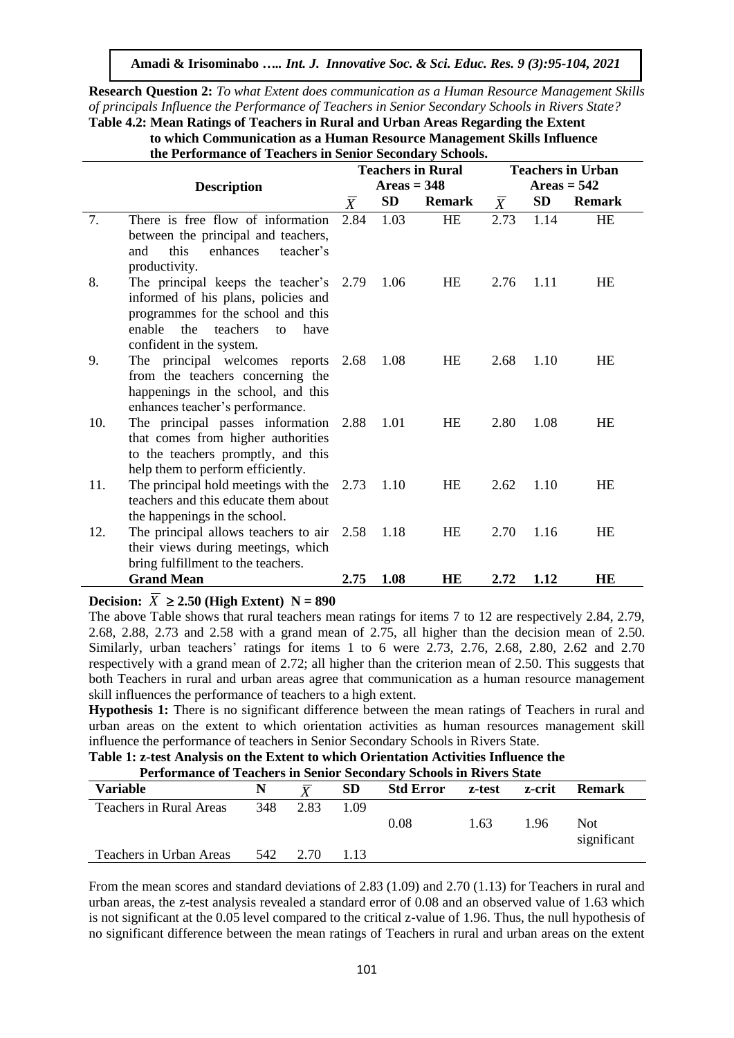**Research Question 2:** *To what Extent does communication as a Human Resource Management Skills of principals Influence the Performance of Teachers in Senior Secondary Schools in Rivers State?*

**Table 4.2: Mean Ratings of Teachers in Rural and Urban Areas Regarding the Extent to which Communication as a Human Resource Management Skills Influence the Performance of Teachers in Senior Secondary Schools.**

| | Description | Teachers in Rural Areas = 348 | | | Teachers in Urban Areas = 542 | | |
|---|---|---|---|---|---|---|---|
| | | $\bar{X}$ | SD | Remark | $\bar{X}$ | SD | Remark |
| 7. | There is free flow of information between the principal and teachers, and this enhances teacher's productivity. | 2.84 | 1.03 | HE | 2.73 | 1.14 | HE |
| 8. | The principal keeps the teacher's informed of his plans, policies and programmes for the school and this enable the teachers to have confident in the system. | 2.79 | 1.06 | HE | 2.76 | 1.11 | HE |
| 9. | The principal welcomes reports from the teachers concerning the happenings in the school, and this enhances teacher's performance. | 2.68 | 1.08 | HE | 2.68 | 1.10 | HE |
| 10. | The principal passes information that comes from higher authorities to the teachers promptly, and this help them to perform efficiently. | 2.88 | 1.01 | HE | 2.80 | 1.08 | HE |
| 11. | The principal hold meetings with the teachers and this educate them about the happenings in the school. | 2.73 | 1.10 | HE | 2.62 | 1.10 | HE |
| 12. | The principal allows teachers to air their views during meetings, which bring fulfillment to the teachers. | 2.58 | 1.18 | HE | 2.70 | 1.16 | HE |
| | **Grand Mean** | **2.75** | **1.08** | **HE** | **2.72** | **1.12** | **HE** |

**Decision: $\bar{X} \geq 2.50$ (High Extent) N = 890**

The above Table shows that rural teachers mean ratings for items 7 to 12 are respectively 2.84, 2.79, 2.68, 2.88, 2.73 and 2.58 with a grand mean of 2.75, all higher than the decision mean of 2.50. Similarly, urban teachers' ratings for items 1 to 6 were 2.73, 2.76, 2.68, 2.80, 2.62 and 2.70 respectively with a grand mean of 2.72; all higher than the criterion mean of 2.50. This suggests that both Teachers in rural and urban areas agree that communication as a human resource management skill influences the performance of teachers to a high extent.

**Hypothesis 1:** There is no significant difference between the mean ratings of Teachers in rural and urban areas on the extent to which orientation activities as human resources management skill influence the performance of teachers in Senior Secondary Schools in Rivers State.

**Table 1: z-test Analysis on the Extent to which Orientation Activities Influence the Performance of Teachers in Senior Secondary Schools in Rivers State**

| Variable | N | $\bar{X}$ | SD | Std Error | z-test | z-crit | Remark |
|---|---|---|---|---|---|---|---|
| Teachers in Rural Areas | 348 | 2.83 | 1.09 | 0.08 | 1.63 | 1.96 | Not significant |
| Teachers in Urban Areas | 542 | 2.70 | 1.13 | | | | |

From the mean scores and standard deviations of 2.83 (1.09) and 2.70 (1.13) for Teachers in rural and urban areas, the z-test analysis revealed a standard error of 0.08 and an observed value of 1.63 which is not significant at the 0.05 level compared to the critical z-value of 1.96. Thus, the null hypothesis of no significant difference between the mean ratings of Teachers in rural and urban areas on the extent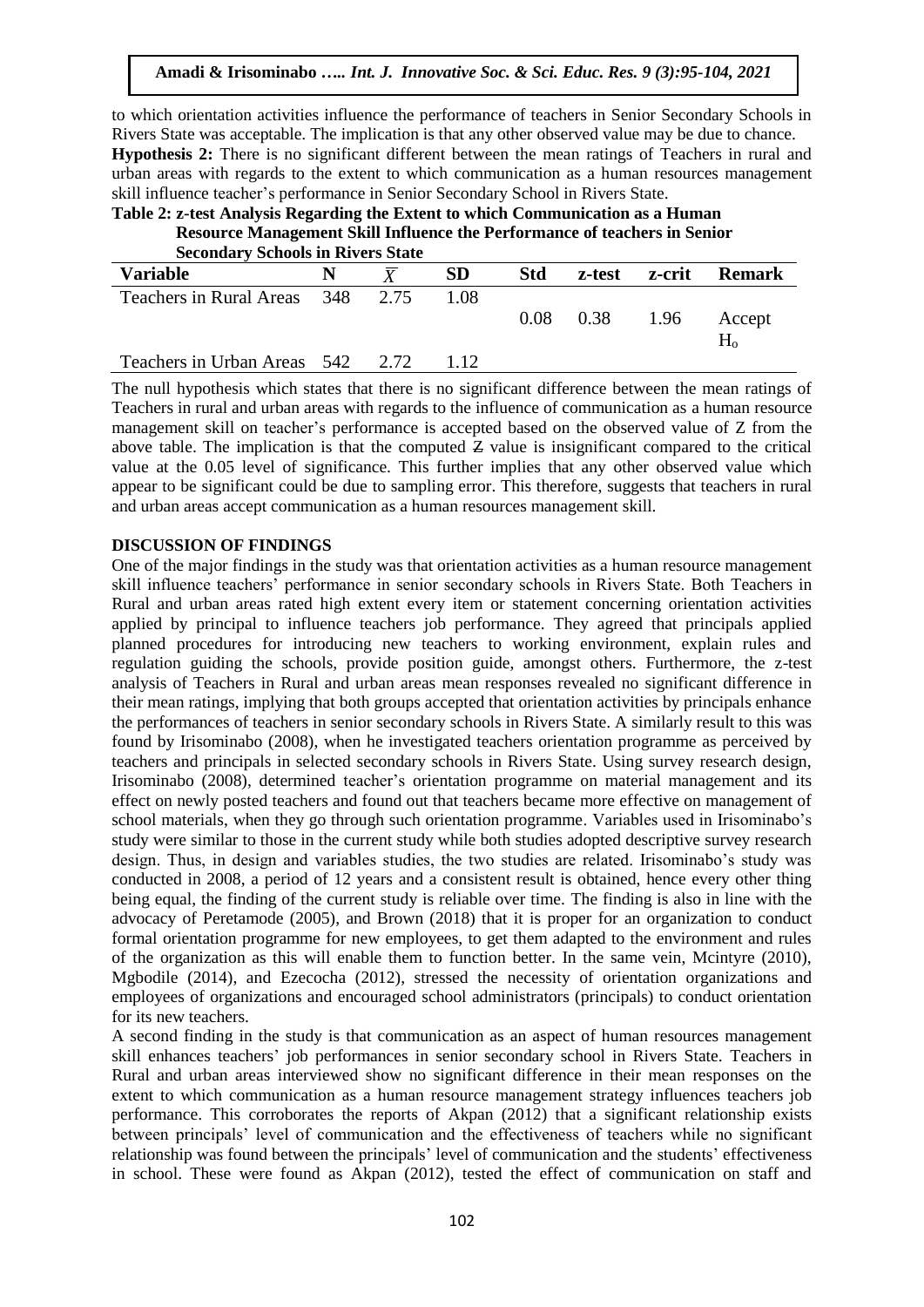to which orientation activities influence the performance of teachers in Senior Secondary Schools in Rivers State was acceptable. The implication is that any other observed value may be due to chance.

**Hypothesis 2:** There is no significant different between the mean ratings of Teachers in rural and urban areas with regards to the extent to which communication as a human resources management skill influence teacher's performance in Senior Secondary School in Rivers State.

**Table 2: z-test Analysis Regarding the Extent to which Communication as a Human Resource Management Skill Influence the Performance of teachers in Senior Secondary Schools in Rivers State**

| Variable | N | $\bar{X}$ | SD | Std | z-test | z-crit | Remark |
|---|---|---|---|---|---|---|---|
| Teachers in Rural Areas | 348 | 2.75 | 1.08 | 0.08 | 0.38 | 1.96 | Accept $H_o$ |
| Teachers in Urban Areas | 542 | 2.72 | 1.12 | | | | |

The null hypothesis which states that there is no significant difference between the mean ratings of Teachers in rural and urban areas with regards to the influence of communication as a human resource management skill on teacher's performance is accepted based on the observed value of Z from the above table. The implication is that the computed Z value is insignificant compared to the critical value at the 0.05 level of significance. This further implies that any other observed value which appear to be significant could be due to sampling error. This therefore, suggests that teachers in rural and urban areas accept communication as a human resources management skill.

## DISCUSSION OF FINDINGS

One of the major findings in the study was that orientation activities as a human resource management skill influence teachers' performance in senior secondary schools in Rivers State. Both Teachers in Rural and urban areas rated high extent every item or statement concerning orientation activities applied by principal to influence teachers job performance. They agreed that principals applied planned procedures for introducing new teachers to working environment, explain rules and regulation guiding the schools, provide position guide, amongst others. Furthermore, the z-test analysis of Teachers in Rural and urban areas mean responses revealed no significant difference in their mean ratings, implying that both groups accepted that orientation activities by principals enhance the performances of teachers in senior secondary schools in Rivers State. A similarly result to this was found by Irisominabo (2008), when he investigated teachers orientation programme as perceived by teachers and principals in selected secondary schools in Rivers State. Using survey research design, Irisominabo (2008), determined teacher's orientation programme on material management and its effect on newly posted teachers and found out that teachers became more effective on management of school materials, when they go through such orientation programme. Variables used in Irisominabo's study were similar to those in the current study while both studies adopted descriptive survey research design. Thus, in design and variables studies, the two studies are related. Irisominabo's study was conducted in 2008, a period of 12 years and a consistent result is obtained, hence every other thing being equal, the finding of the current study is reliable over time. The finding is also in line with the advocacy of Peretamode (2005), and Brown (2018) that it is proper for an organization to conduct formal orientation programme for new employees, to get them adapted to the environment and rules of the organization as this will enable them to function better. In the same vein, Mcintyre (2010), Mgbodile (2014), and Ezecocha (2012), stressed the necessity of orientation organizations and employees of organizations and encouraged school administrators (principals) to conduct orientation for its new teachers.

A second finding in the study is that communication as an aspect of human resources management skill enhances teachers' job performances in senior secondary school in Rivers State. Teachers in Rural and urban areas interviewed show no significant difference in their mean responses on the extent to which communication as a human resource management strategy influences teachers job performance. This corroborates the reports of Akpan (2012) that a significant relationship exists between principals' level of communication and the effectiveness of teachers while no significant relationship was found between the principals' level of communication and the students' effectiveness in school. These were found as Akpan (2012), tested the effect of communication on staff and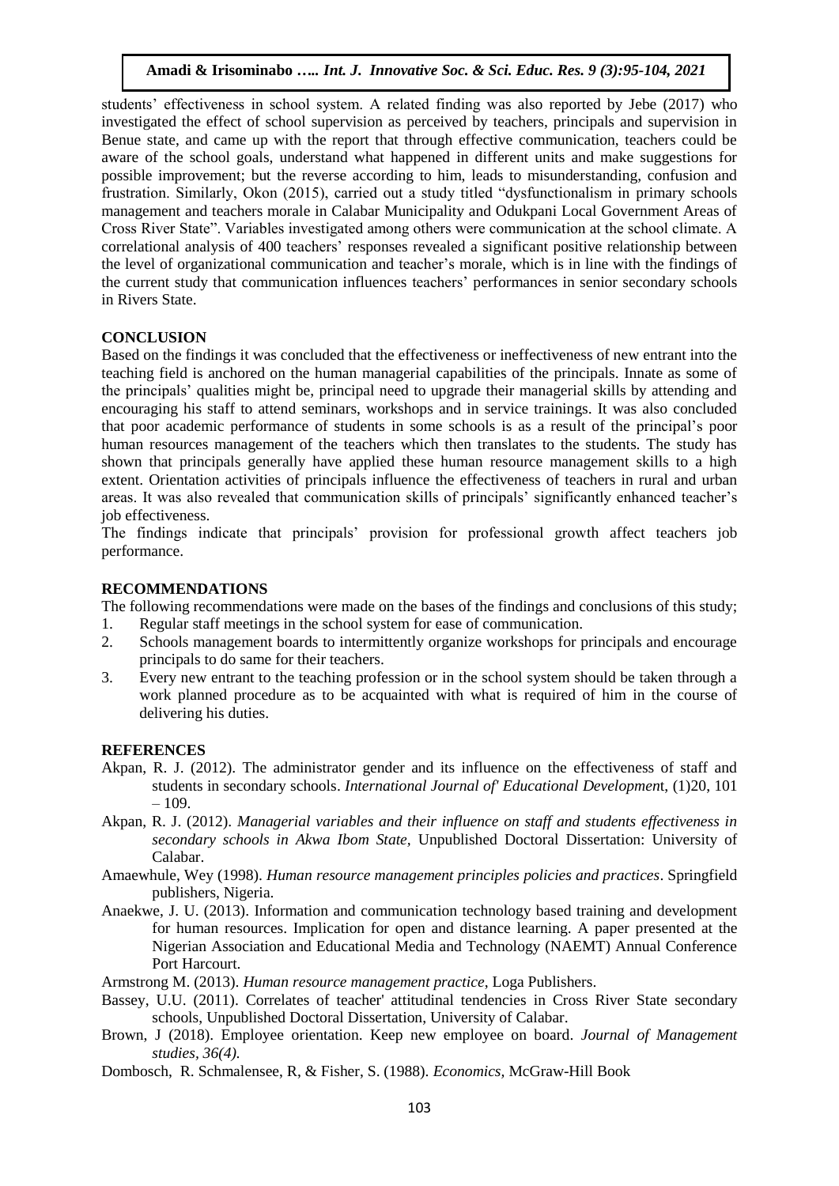students' effectiveness in school system. A related finding was also reported by Jebe (2017) who investigated the effect of school supervision as perceived by teachers, principals and supervision in Benue state, and came up with the report that through effective communication, teachers could be aware of the school goals, understand what happened in different units and make suggestions for possible improvement; but the reverse according to him, leads to misunderstanding, confusion and frustration. Similarly, Okon (2015), carried out a study titled "dysfunctionalism in primary schools management and teachers morale in Calabar Municipality and Odukpani Local Government Areas of Cross River State". Variables investigated among others were communication at the school climate. A correlational analysis of 400 teachers' responses revealed a significant positive relationship between the level of organizational communication and teacher's morale, which is in line with the findings of the current study that communication influences teachers' performances in senior secondary schools in Rivers State.

## CONCLUSION

Based on the findings it was concluded that the effectiveness or ineffectiveness of new entrant into the teaching field is anchored on the human managerial capabilities of the principals. Innate as some of the principals' qualities might be, principal need to upgrade their managerial skills by attending and encouraging his staff to attend seminars, workshops and in service trainings. It was also concluded that poor academic performance of students in some schools is as a result of the principal's poor human resources management of the teachers which then translates to the students. The study has shown that principals generally have applied these human resource management skills to a high extent. Orientation activities of principals influence the effectiveness of teachers in rural and urban areas. It was also revealed that communication skills of principals' significantly enhanced teacher's job effectiveness.

The findings indicate that principals' provision for professional growth affect teachers job performance.

## RECOMMENDATIONS

The following recommendations were made on the bases of the findings and conclusions of this study;

1. Regular staff meetings in the school system for ease of communication.
2. Schools management boards to intermittently organize workshops for principals and encourage principals to do same for their teachers.
3. Every new entrant to the teaching profession or in the school system should be taken through a work planned procedure as to be acquainted with what is required of him in the course of delivering his duties.

## REFERENCES

Akpan, R. J. (2012). The administrator gender and its influence on the effectiveness of staff and students in secondary schools. *International Journal of' Educational Developmen*t, (1)20, 101 – 109.

Akpan, R. J. (2012). *Managerial variables and their influence on staff and students effectiveness in secondary schools in Akwa Ibom State*, Unpublished Doctoral Dissertation: University of Calabar.

Amaewhule, Wey (1998). *Human resource management principles policies and practices*. Springfield publishers, Nigeria.

Anaekwe, J. U. (2013). Information and communication technology based training and development for human resources. Implication for open and distance learning. A paper presented at the Nigerian Association and Educational Media and Technology (NAEMT) Annual Conference Port Harcourt.

Armstrong M. (2013). *Human resource management practice*, Loga Publishers.

Bassey, U.U. (2011). Correlates of teacher' attitudinal tendencies in Cross River State secondary schools, Unpublished Doctoral Dissertation, University of Calabar.

Brown, J (2018). Employee orientation. Keep new employee on board. *Journal of Management studies, 36(4).*

Dombosch, R. Schmalensee, R, & Fisher, S. (1988). *Economics,* McGraw-Hill Book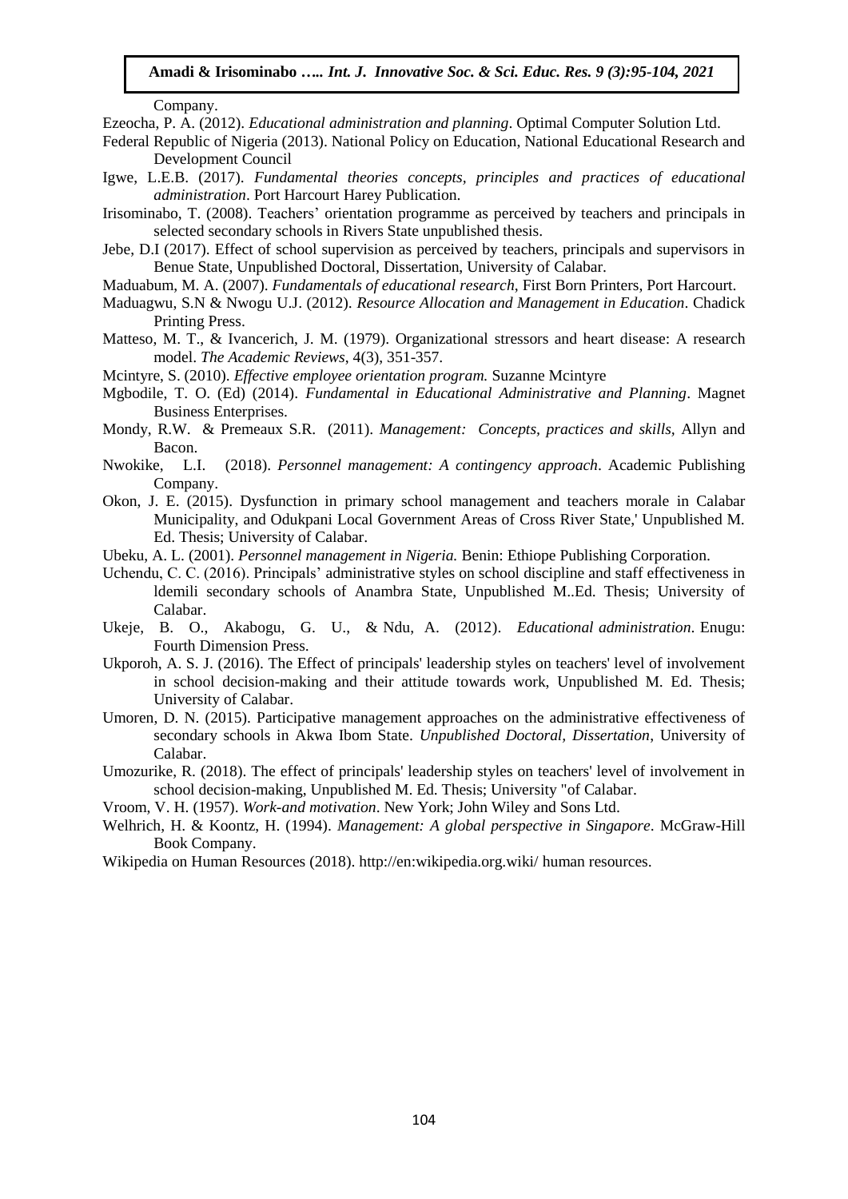Company.

Ezeocha, P. A. (2012). *Educational administration and planning*. Optimal Computer Solution Ltd.

Federal Republic of Nigeria (2013). National Policy on Education, National Educational Research and Development Council

Igwe, L.E.B. (2017). *Fundamental theories concepts, principles and practices of educational administration*. Port Harcourt Harey Publication.

Irisominabo, T. (2008). Teachers' orientation programme as perceived by teachers and principals in selected secondary schools in Rivers State unpublished thesis.

Jebe, D.I (2017). Effect of school supervision as perceived by teachers, principals and supervisors in Benue State, Unpublished Doctoral, Dissertation, University of Calabar.

Maduabum, M. A. (2007). *Fundamentals of educational research*, First Born Printers, Port Harcourt.

Maduagwu, S.N & Nwogu U.J. (2012). *Resource Allocation and Management in Education*. Chadick Printing Press.

Matteso, M. T., & Ivancerich, J. M. (1979). Organizational stressors and heart disease: A research model. *The Academic Reviews*, 4(3), 351-357.

Mcintyre, S. (2010). *Effective employee orientation program.* Suzanne Mcintyre

Mgbodile, T. O. (Ed) (2014). *Fundamental in Educational Administrative and Planning*. Magnet Business Enterprises.

Mondy, R.W. & Premeaux S.R. (2011). *Management: Concepts, practices and skills*, Allyn and Bacon.

Nwokike, L.I. (2018). *Personnel management: A contingency approach*. Academic Publishing Company.

Okon, J. E. (2015). Dysfunction in primary school management and teachers morale in Calabar Municipality, and Odukpani Local Government Areas of Cross River State,' Unpublished M. Ed. Thesis; University of Calabar.

Ubeku, A. L. (2001). *Personnel management in Nigeria.* Benin: Ethiope Publishing Corporation.

Uchendu, C. C. (2016). Principals' administrative styles on school discipline and staff effectiveness in ldemili secondary schools of Anambra State, Unpublished M..Ed. Thesis; University of Calabar.

Ukeje, B. O., Akabogu, G. U., & Ndu, A. (2012). *Educational administration*. Enugu: Fourth Dimension Press.

Ukporoh, A. S. J. (2016). The Effect of principals' leadership styles on teachers' level of involvement in school decision-making and their attitude towards work, Unpublished M. Ed. Thesis; University of Calabar.

Umoren, D. N. (2015). Participative management approaches on the administrative effectiveness of secondary schools in Akwa Ibom State. *Unpublished Doctoral, Dissertation*, University of Calabar.

Umozurike, R. (2018). The effect of principals' leadership styles on teachers' level of involvement in school decision-making, Unpublished M. Ed. Thesis; University "of Calabar.

Vroom, V. H. (1957). *Work-and motivation*. New York; John Wiley and Sons Ltd.

Welhrich, H. & Koontz, H. (1994). *Management: A global perspective in Singapore*. McGraw-Hill Book Company.

Wikipedia on Human Resources (2018). http://en:wikipedia.org.wiki/ human resources.